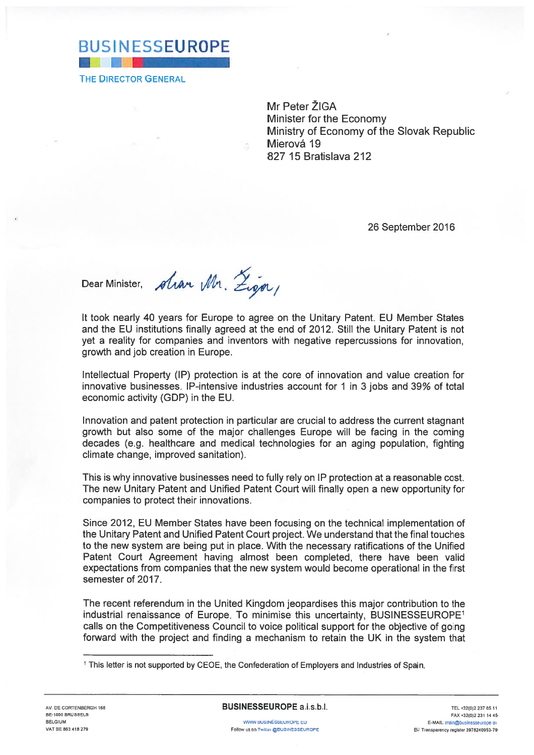# BUSINESSEUROPE

THE DIRECTOR GENERAL

Mr Peter ŽIGA
Minister for the Economy
Ministry of Economy of the Slovak Republic
Mierová 19
827 15 Bratislava 212

26 September 2016

Dear Minister, *Dear Mr. Žiga,*

It took nearly 40 years for Europe to agree on the Unitary Patent. EU Member States and the EU institutions finally agreed at the end of 2012. Still the Unitary Patent is not yet a reality for companies and inventors with negative repercussions for innovation, growth and job creation in Europe.

Intellectual Property (IP) protection is at the core of innovation and value creation for innovative businesses. IP-intensive industries account for 1 in 3 jobs and 39% of total economic activity (GDP) in the EU.

Innovation and patent protection in particular are crucial to address the current stagnant growth but also some of the major challenges Europe will be facing in the coming decades (e.g. healthcare and medical technologies for an aging population, fighting climate change, improved sanitation).

This is why innovative businesses need to fully rely on IP protection at a reasonable cost. The new Unitary Patent and Unified Patent Court will finally open a new opportunity for companies to protect their innovations.

Since 2012, EU Member States have been focusing on the technical implementation of the Unitary Patent and Unified Patent Court project. We understand that the final touches to the new system are being put in place. With the necessary ratifications of the Unified Patent Court Agreement having almost been completed, there have been valid expectations from companies that the new system would become operational in the first semester of 2017.

The recent referendum in the United Kingdom jeopardises this major contribution to the industrial renaissance of Europe. To minimise this uncertainty, BUSINESSEUROPE[1] calls on the Competitiveness Council to voice political support for the objective of going forward with the project and finding a mechanism to retain the UK in the system that

[1] This letter is not supported by CEOE, the Confederation of Employers and Industries of Spain.

AV. DE CORTENBERGH 168
BE-1000 BRUSSELS
BELGIUM
VAT BE 863 418 279

**BUSINESSEUROPE** a.i.s.b.l.

WWW.BUSINESSEUROPE.EU
Follow us on Twitter @BUSINESSEUROPE

TEL +32(0)2 237 65 11
FAX +32(0)2 231 14 45
E-MAIL: main@businesseurope.eu
EU Transparency register 3978240953-79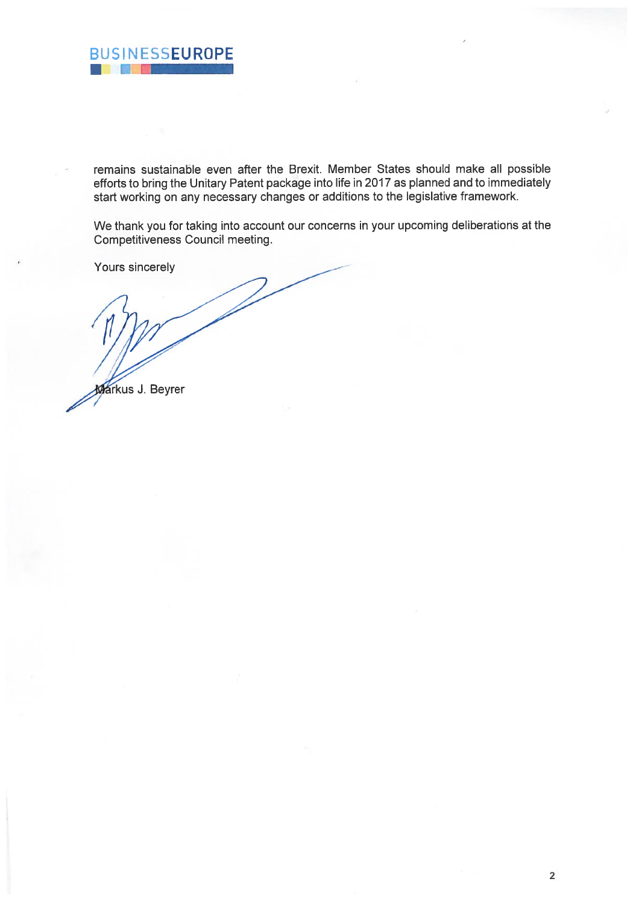remains sustainable even after the Brexit. Member States should make all possible efforts to bring the Unitary Patent package into life in 2017 as planned and to immediately start working on any necessary changes or additions to the legislative framework.

We thank you for taking into account our concerns in your upcoming deliberations at the Competitiveness Council meeting.

Yours sincerely

Markus J. Beyrer